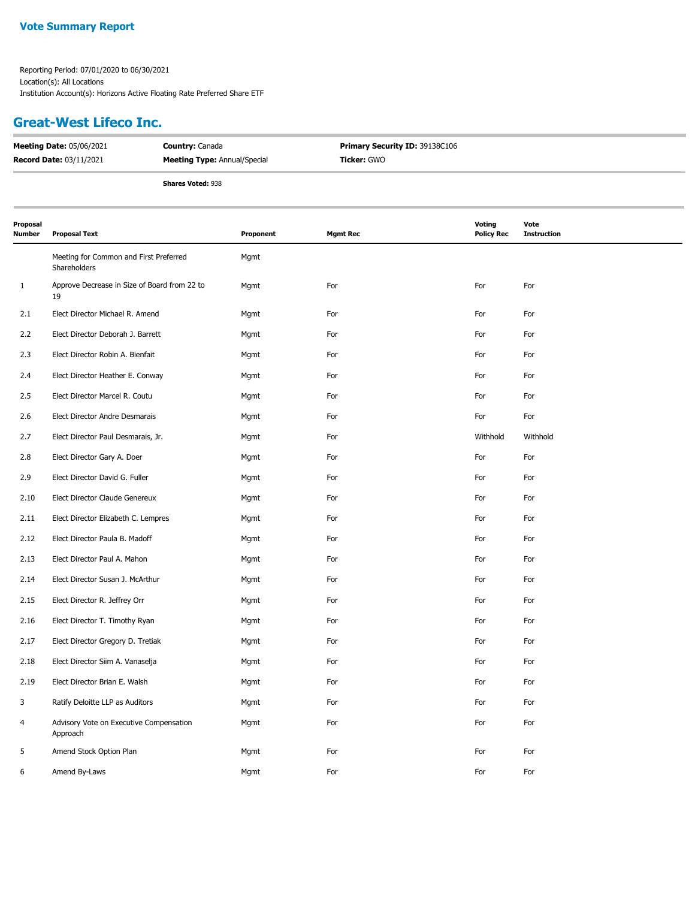# Vote Summary Report

Reporting Period: 07/01/2020 to 06/30/2021
Location(s): All Locations
Institution Account(s): Horizons Active Floating Rate Preferred Share ETF

## Great-West Lifeco Inc.

| | | |
|---|---|---|
| **Meeting Date:** 05/06/2021 | **Country:** Canada | **Primary Security ID:** 39138C106 |
| **Record Date:** 03/11/2021 | **Meeting Type:** Annual/Special | **Ticker:** GWO |

**Shares Voted:** 938

| Proposal Number | Proposal Text | Proponent | Mgmt Rec | Voting Policy Rec | Vote Instruction |
|---|---|---|---|---|---|
| | Meeting for Common and First Preferred Shareholders | Mgmt | | | |
| 1 | Approve Decrease in Size of Board from 22 to 19 | Mgmt | For | For | For |
| 2.1 | Elect Director Michael R. Amend | Mgmt | For | For | For |
| 2.2 | Elect Director Deborah J. Barrett | Mgmt | For | For | For |
| 2.3 | Elect Director Robin A. Bienfait | Mgmt | For | For | For |
| 2.4 | Elect Director Heather E. Conway | Mgmt | For | For | For |
| 2.5 | Elect Director Marcel R. Coutu | Mgmt | For | For | For |
| 2.6 | Elect Director Andre Desmarais | Mgmt | For | For | For |
| 2.7 | Elect Director Paul Desmarais, Jr. | Mgmt | For | Withhold | Withhold |
| 2.8 | Elect Director Gary A. Doer | Mgmt | For | For | For |
| 2.9 | Elect Director David G. Fuller | Mgmt | For | For | For |
| 2.10 | Elect Director Claude Genereux | Mgmt | For | For | For |
| 2.11 | Elect Director Elizabeth C. Lempres | Mgmt | For | For | For |
| 2.12 | Elect Director Paula B. Madoff | Mgmt | For | For | For |
| 2.13 | Elect Director Paul A. Mahon | Mgmt | For | For | For |
| 2.14 | Elect Director Susan J. McArthur | Mgmt | For | For | For |
| 2.15 | Elect Director R. Jeffrey Orr | Mgmt | For | For | For |
| 2.16 | Elect Director T. Timothy Ryan | Mgmt | For | For | For |
| 2.17 | Elect Director Gregory D. Tretiak | Mgmt | For | For | For |
| 2.18 | Elect Director Siim A. Vanaselja | Mgmt | For | For | For |
| 2.19 | Elect Director Brian E. Walsh | Mgmt | For | For | For |
| 3 | Ratify Deloitte LLP as Auditors | Mgmt | For | For | For |
| 4 | Advisory Vote on Executive Compensation Approach | Mgmt | For | For | For |
| 5 | Amend Stock Option Plan | Mgmt | For | For | For |
| 6 | Amend By-Laws | Mgmt | For | For | For |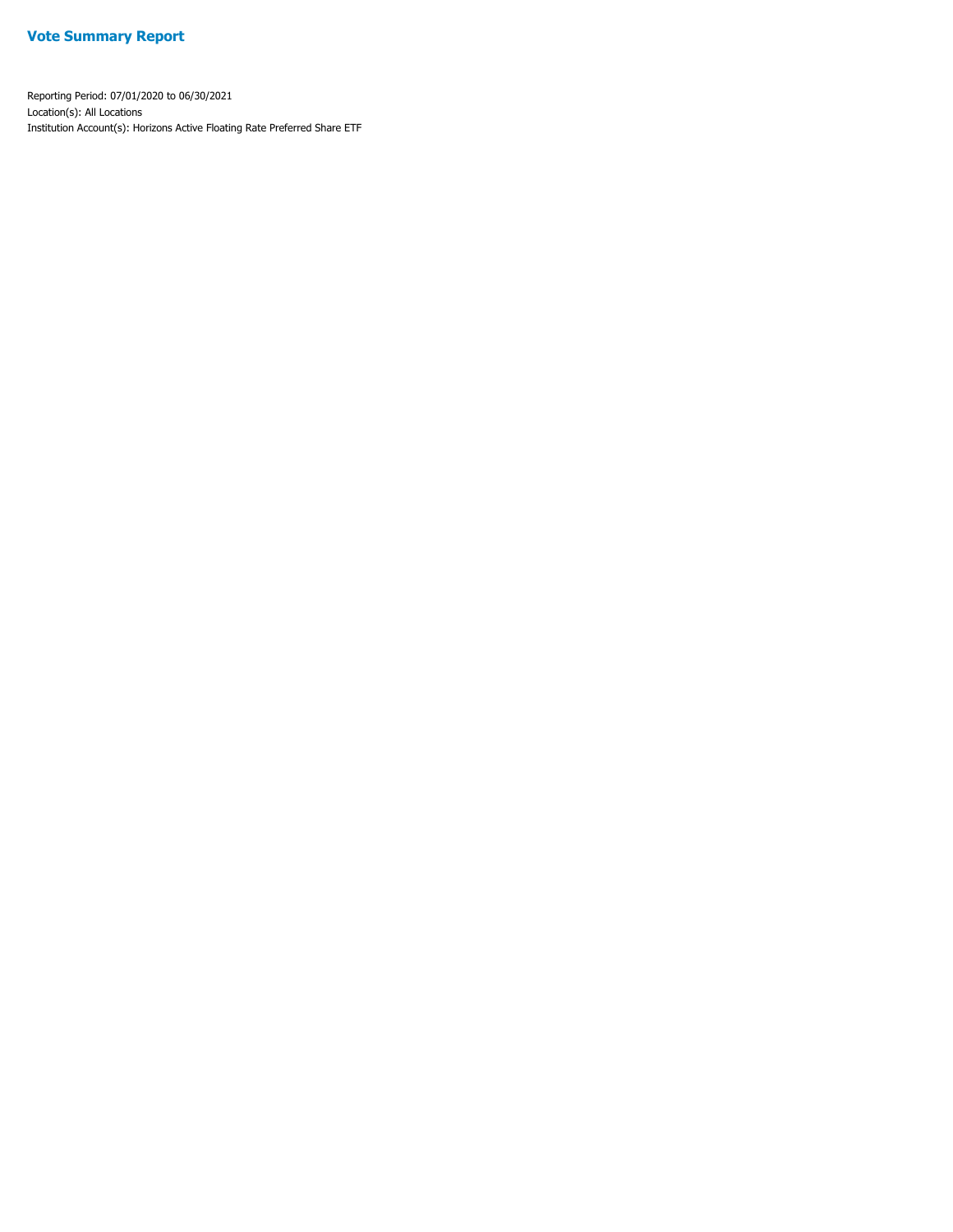# Vote Summary Report

Reporting Period: 07/01/2020 to 06/30/2021

Location(s): All Locations

Institution Account(s): Horizons Active Floating Rate Preferred Share ETF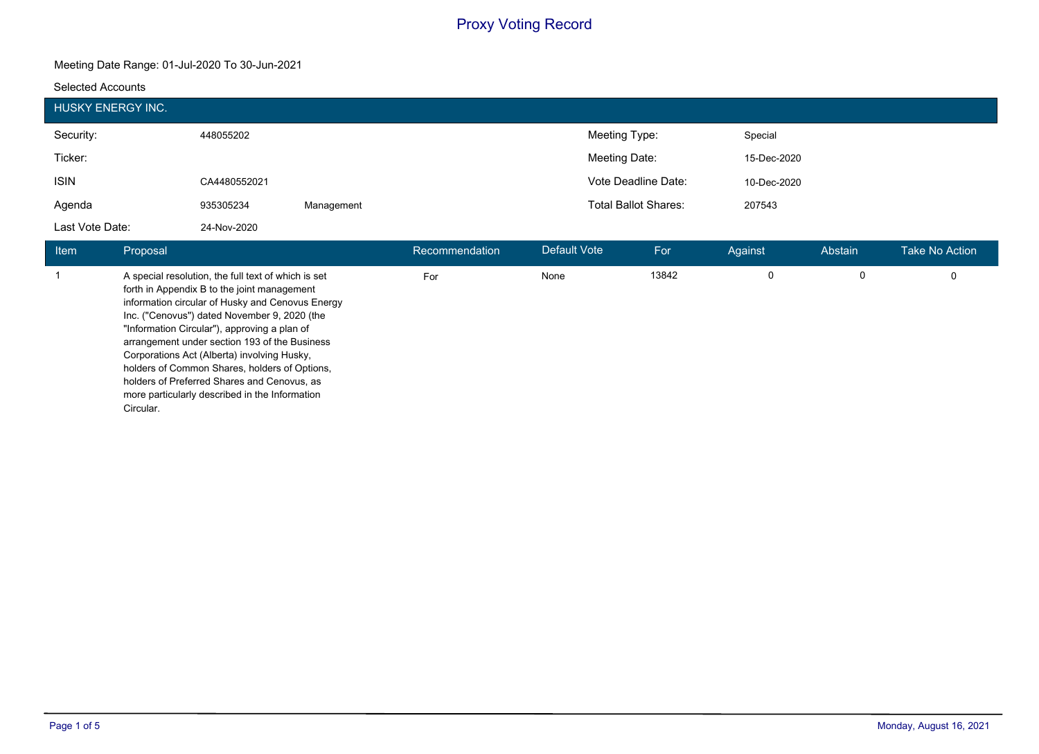# Proxy Voting Record

Meeting Date Range: 01-Jul-2020 To 30-Jun-2021

Selected Accounts

## HUSKY ENERGY INC.

| | | | | |
|---|---|---|---|---|
| Security: | 448055202 | | Meeting Type: | Special |
| Ticker: | | | Meeting Date: | 15-Dec-2020 |
| ISIN | CA4480552021 | | Vote Deadline Date: | 10-Dec-2020 |
| Agenda | 935305234 | Management | Total Ballot Shares: | 207543 |
| Last Vote Date: | 24-Nov-2020 | | | |

| Item | Proposal | Recommendation | Default Vote | For | Against | Abstain | Take No Action |
|---|---|---|---|---|---|---|---|
| 1 | A special resolution, the full text of which is set forth in Appendix B to the joint management information circular of Husky and Cenovus Energy Inc. ("Cenovus") dated November 9, 2020 (the "Information Circular"), approving a plan of arrangement under section 193 of the Business Corporations Act (Alberta) involving Husky, holders of Common Shares, holders of Options, holders of Preferred Shares and Cenovus, as more particularly described in the Information Circular. | For | None | 13842 | 0 | 0 | 0 |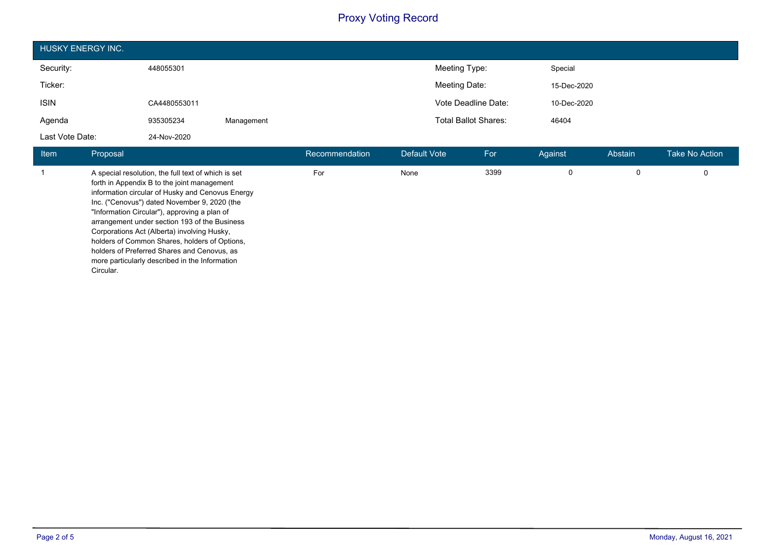# Proxy Voting Record

## HUSKY ENERGY INC.

| | | | | |
|---|---|---|---|---|
| Security: | 448055301 | | Meeting Type: | Special |
| Ticker: | | | Meeting Date: | 15-Dec-2020 |
| ISIN | CA4480553011 | | Vote Deadline Date: | 10-Dec-2020 |
| Agenda | 935305234 | Management | Total Ballot Shares: | 46404 |
| Last Vote Date: | 24-Nov-2020 | | | |

| Item | Proposal | Recommendation | Default Vote | For | Against | Abstain | Take No Action |
|---|---|---|---|---|---|---|---|
| 1 | A special resolution, the full text of which is set forth in Appendix B to the joint management information circular of Husky and Cenovus Energy Inc. ("Cenovus") dated November 9, 2020 (the "Information Circular"), approving a plan of arrangement under section 193 of the Business Corporations Act (Alberta) involving Husky, holders of Common Shares, holders of Options, holders of Preferred Shares and Cenovus, as more particularly described in the Information Circular. | For | None | 3399 | 0 | 0 | 0 |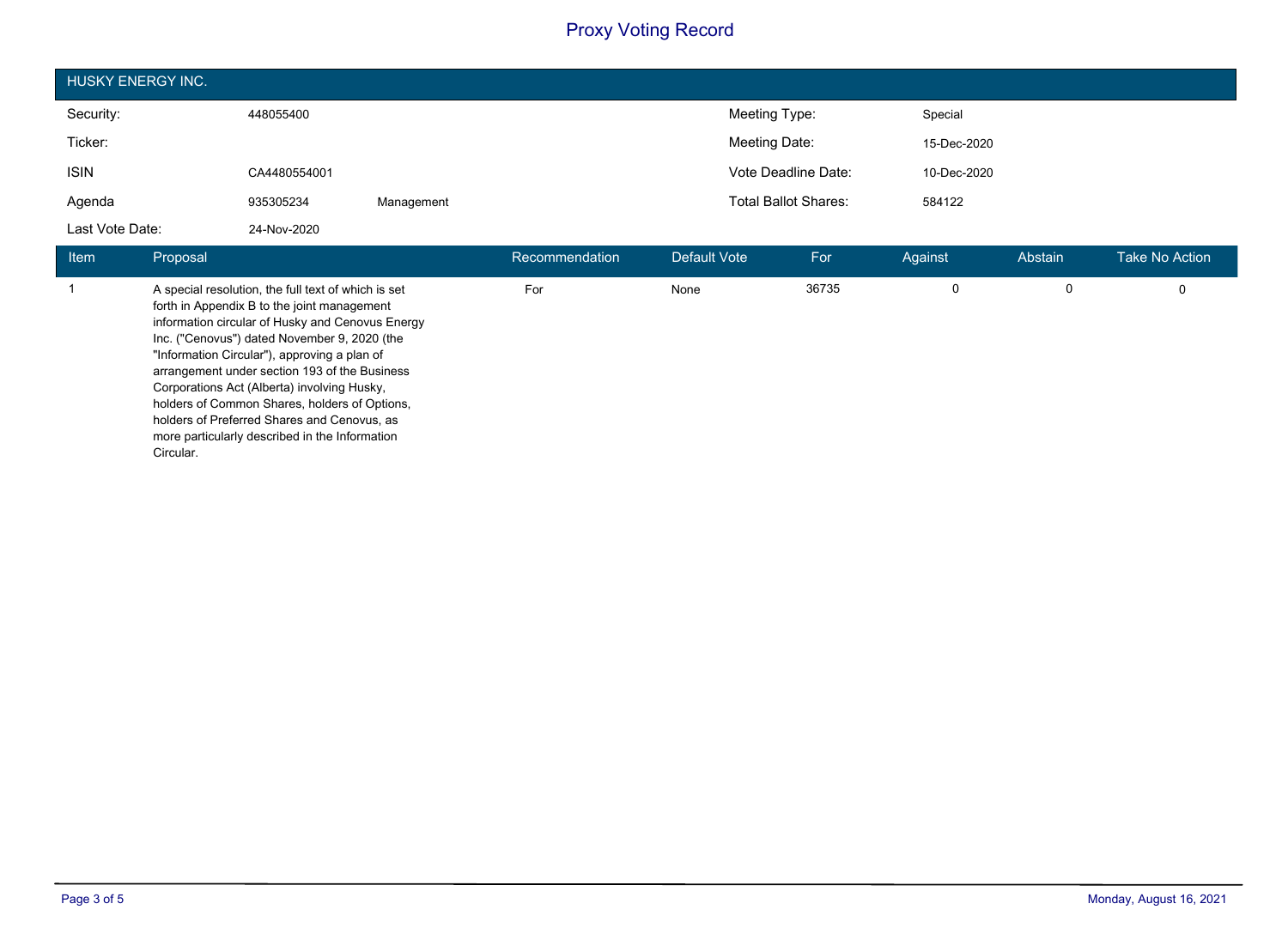# Proxy Voting Record

## HUSKY ENERGY INC.

| | | | | |
|---|---|---|---|---|
| Security: | 448055400 | | Meeting Type: | Special |
| Ticker: | | | Meeting Date: | 15-Dec-2020 |
| ISIN | CA4480554001 | | Vote Deadline Date: | 10-Dec-2020 |
| Agenda | 935305234 | Management | Total Ballot Shares: | 584122 |
| Last Vote Date: | 24-Nov-2020 | | | |

| Item | Proposal | Recommendation | Default Vote | For | Against | Abstain | Take No Action |
|---|---|---|---|---|---|---|---|
| 1 | A special resolution, the full text of which is set forth in Appendix B to the joint management information circular of Husky and Cenovus Energy Inc. ("Cenovus") dated November 9, 2020 (the "Information Circular"), approving a plan of arrangement under section 193 of the Business Corporations Act (Alberta) involving Husky, holders of Common Shares, holders of Options, holders of Preferred Shares and Cenovus, as more particularly described in the Information Circular. | For | None | 36735 | 0 | 0 | 0 |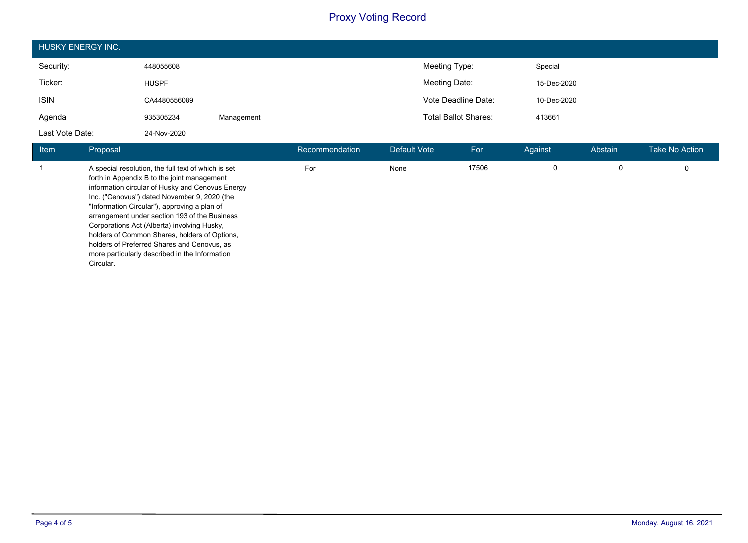# Proxy Voting Record

## HUSKY ENERGY INC.

| | | | | |
|---|---|---|---|---|
| Security: | 448055608 | | Meeting Type: | Special |
| Ticker: | HUSPF | | Meeting Date: | 15-Dec-2020 |
| ISIN | CA4480556089 | | Vote Deadline Date: | 10-Dec-2020 |
| Agenda | 935305234 | Management | Total Ballot Shares: | 413661 |
| Last Vote Date: | 24-Nov-2020 | | | |

| Item | Proposal | Recommendation | Default Vote | For | Against | Abstain | Take No Action |
|---|---|---|---|---|---|---|---|
| 1 | A special resolution, the full text of which is set forth in Appendix B to the joint management information circular of Husky and Cenovus Energy Inc. ("Cenovus") dated November 9, 2020 (the "Information Circular"), approving a plan of arrangement under section 193 of the Business Corporations Act (Alberta) involving Husky, holders of Common Shares, holders of Options, holders of Preferred Shares and Cenovus, as more particularly described in the Information Circular. | For | None | 17506 | 0 | 0 | 0 |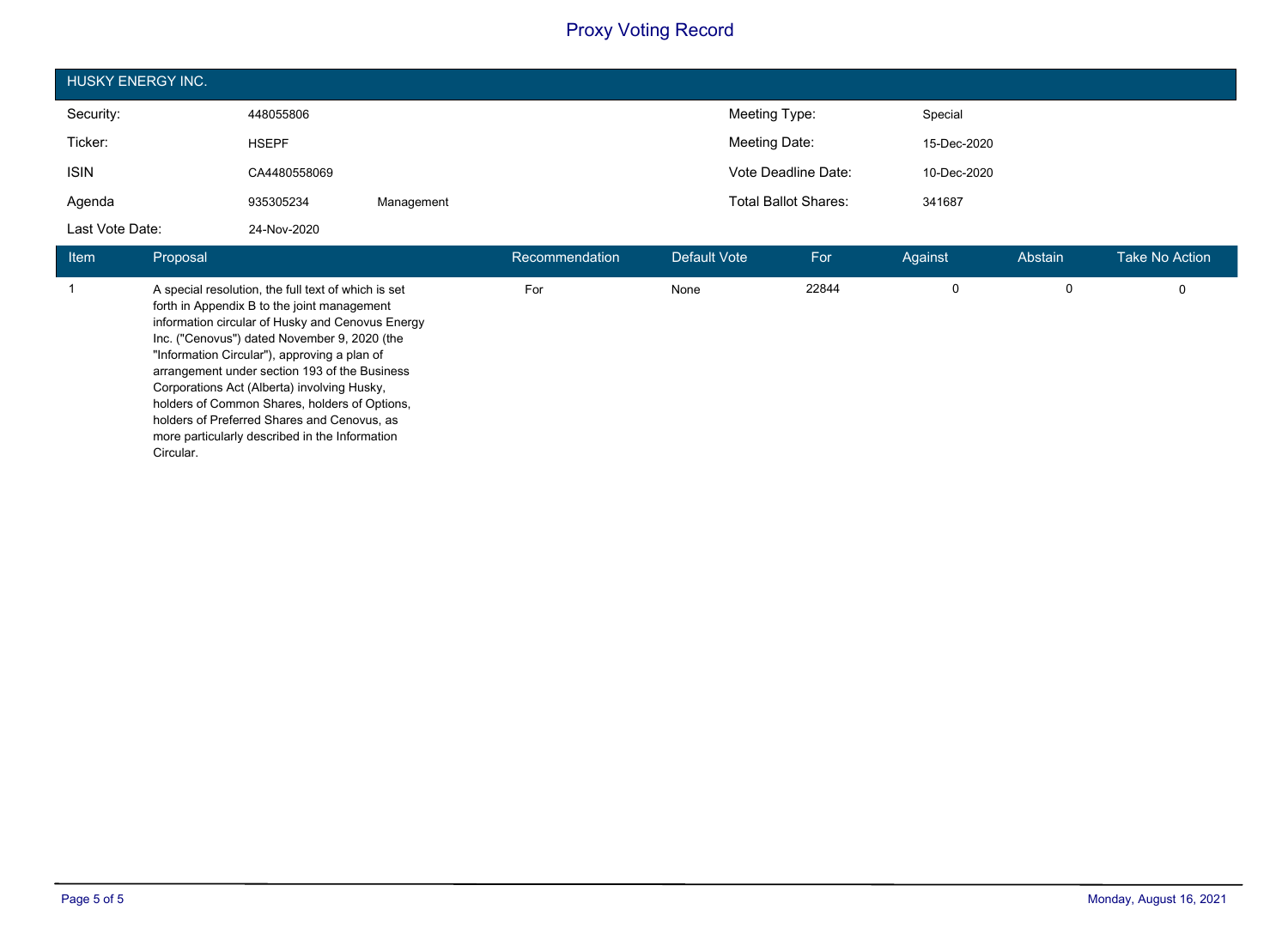# Proxy Voting Record

## HUSKY ENERGY INC.

| | | | | |
|---|---|---|---|---|
| Security: | 448055806 | | Meeting Type: | Special |
| Ticker: | HSEPF | | Meeting Date: | 15-Dec-2020 |
| ISIN | CA4480558069 | | Vote Deadline Date: | 10-Dec-2020 |
| Agenda | 935305234 | Management | Total Ballot Shares: | 341687 |
| Last Vote Date: | 24-Nov-2020 | | | |

| Item | Proposal | Recommendation | Default Vote | For | Against | Abstain | Take No Action |
|---|---|---|---|---|---|---|---|
| 1 | A special resolution, the full text of which is set forth in Appendix B to the joint management information circular of Husky and Cenovus Energy Inc. ("Cenovus") dated November 9, 2020 (the "Information Circular"), approving a plan of arrangement under section 193 of the Business Corporations Act (Alberta) involving Husky, holders of Common Shares, holders of Options, holders of Preferred Shares and Cenovus, as more particularly described in the Information Circular. | For | None | 22844 | 0 | 0 | 0 |